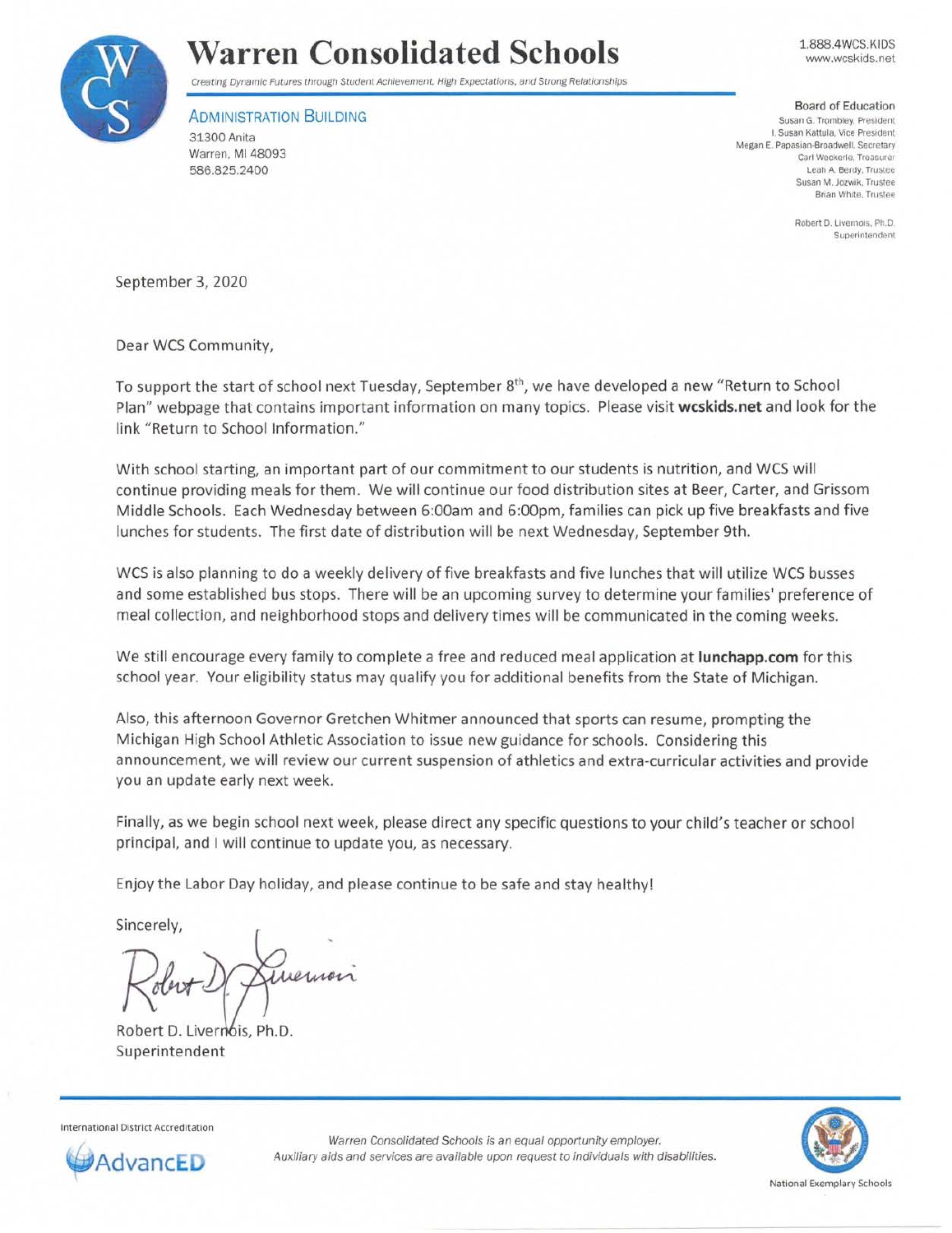# Warren Consolidated Schools

*Creating Dynamic Futures through Student Achievement, High Expectations, and Strong Relationships*

1.888.4WCS.KIDS
www.wcskids.net

**ADMINISTRATION BUILDING**
31300 Anita
Warren, MI 48093
586.825.2400

**Board of Education**
Susan G. Trombley, President
I. Susan Kattula, Vice President
Megan E. Papasian-Broadwell, Secretary
Carl Weckerle, Treasurer
Leah A. Berdy, Trustee
Susan M. Jozwik, Trustee
Brian White, Trustee

Robert D. Livernois, Ph.D.
Superintendent

September 3, 2020

Dear WCS Community,

To support the start of school next Tuesday, September 8th, we have developed a new "Return to School Plan" webpage that contains important information on many topics. Please visit **wcskids.net** and look for the link "Return to School Information."

With school starting, an important part of our commitment to our students is nutrition, and WCS will continue providing meals for them. We will continue our food distribution sites at Beer, Carter, and Grissom Middle Schools. Each Wednesday between 6:00am and 6:00pm, families can pick up five breakfasts and five lunches for students. The first date of distribution will be next Wednesday, September 9th.

WCS is also planning to do a weekly delivery of five breakfasts and five lunches that will utilize WCS busses and some established bus stops. There will be an upcoming survey to determine your families' preference of meal collection, and neighborhood stops and delivery times will be communicated in the coming weeks.

We still encourage every family to complete a free and reduced meal application at **lunchapp.com** for this school year. Your eligibility status may qualify you for additional benefits from the State of Michigan.

Also, this afternoon Governor Gretchen Whitmer announced that sports can resume, prompting the Michigan High School Athletic Association to issue new guidance for schools. Considering this announcement, we will review our current suspension of athletics and extra-curricular activities and provide you an update early next week.

Finally, as we begin school next week, please direct any specific questions to your child's teacher or school principal, and I will continue to update you, as necessary.

Enjoy the Labor Day holiday, and please continue to be safe and stay healthy!

Sincerely,

Robert D. Livernois, Ph.D.
Superintendent

International District Accreditation
AdvancED

*Warren Consolidated Schools is an equal opportunity employer.*
*Auxiliary aids and services are available upon request to individuals with disabilities.*

National Exemplary Schools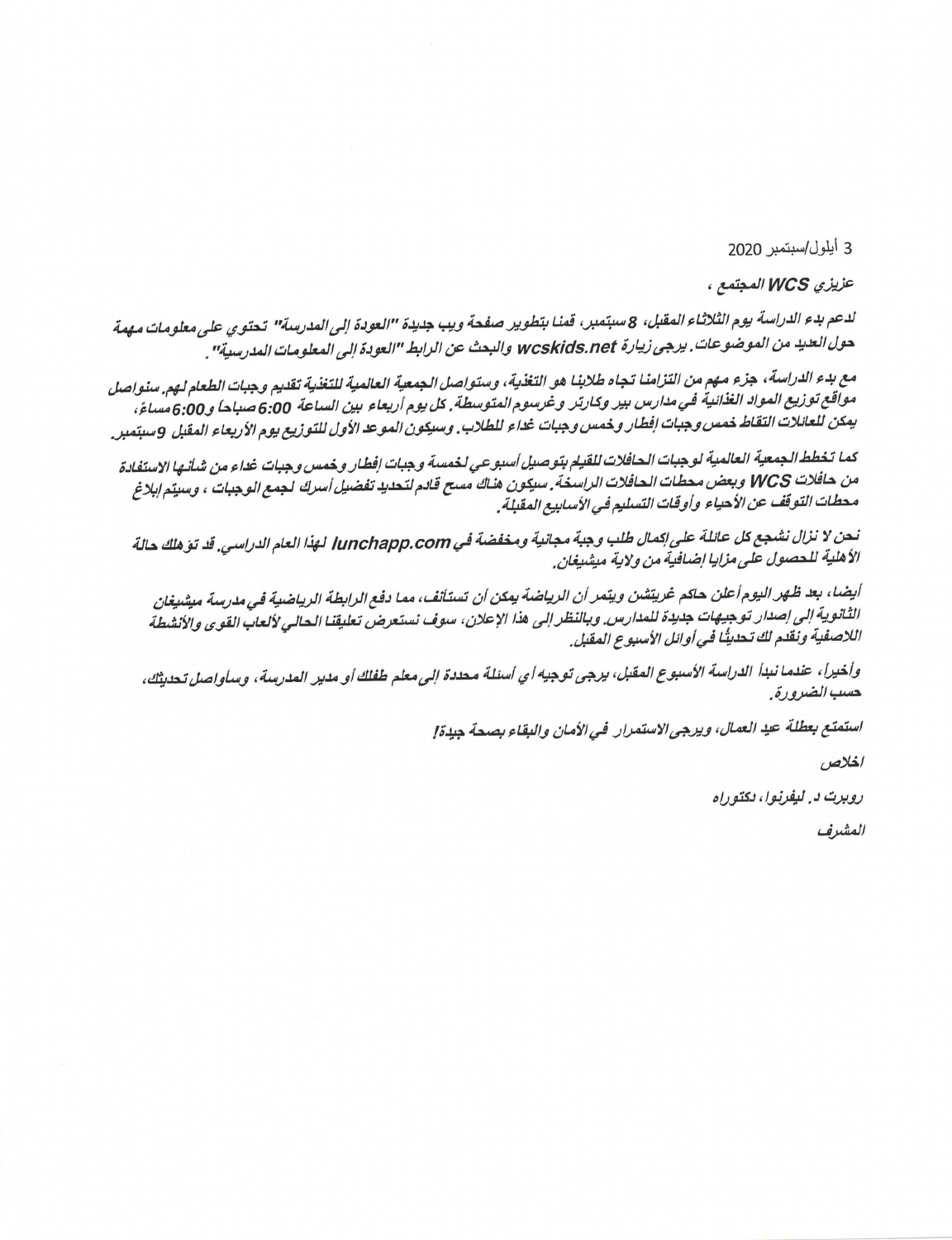3 أيلول/سبتمبر 2020

***عزيزي WCS المجتمع ،***

*لدعم بدء الدراسة يوم الثلاثاء المقبل، 8 سبتمبر، قمنا بتطوير صفحة ويب جديدة "العودة إلى المدرسة" تحتوي على معلومات مهمة حول العديد من الموضوعات. يرجى زيارة **wcskids.net** والبحث عن الرابط "العودة إلى المعلومات المدرسية".*

*مع بدء الدراسة، جزء مهم من التزامنا تجاه طلابنا هو التغذية، وستواصل الجمعية العالمية للتغذية تقديم وجبات الطعام لهم. سنواصل مواقع توزيع المواد الغذائية في مدارس بير وكارتر وغرسوم المتوسطة. كل يوم أربعاء بين الساعة **6:00** صباحاً و**6:00** مساءً، يمكن للعائلات التقاط خمس وجبات إفطار وخمس وجبات غداء للطلاب. وسيكون الموعد الأول للتوزيع يوم الأربعاء المقبل 9 سبتمبر.*

*كما تخطط الجمعية العالمية لوجبات الحافلات للقيام بتوصيل أسبوعي لخمسة وجبات إفطار وخمس وجبات غداء من شأنها الاستفادة من حافلات **WCS** وبعض محطات الحافلات الراسخة. سيكون هناك مسح قادم لتحديد تفضيل أسرك لجمع الوجبات ، وسيتم إبلاغ محطات التوقف عن الأحياء وأوقات التسليم في الأسابيع المقبلة.*

*نحن لا نزال نشجع كل عائلة على إكمال طلب وجبة مجانية ومخفضة في **lunchapp.com** لهذا العام الدراسي. قد تؤهلك حالة الأهلية للحصول على مزايا إضافية من ولاية ميشيغان.*

*أيضا، بعد ظهر اليوم أعلن حاكم غريتشن ويتمر أن الرياضة يمكن أن تستأنف، مما دفع الرابطة الرياضية في مدرسة ميشيغان الثانوية إلى إصدار توجيهات جديدة للمدارس. وبالنظر إلى هذا الإعلان، سوف نستعرض تعليقنا الحالي لألعاب القوى والأنشطة اللاصفية ونقدم لك تحديثًا في أوائل الأسبوع المقبل.*

*وأخيراً، عندما نبدأ الدراسة الأسبوع المقبل، يرجى توجيه أي أسئلة محددة إلى معلم طفلك أو مدير المدرسة، وساواصل تحديثك، حسب الضرورة.*

*استمتع بعطلة عيد العمال، ويرجى الاستمرار في الأمان والبقاء بصحة جيدة!*

*اخلاص*

*روبرت د. ليفرنوا، دكتوراه*

*المشرف*